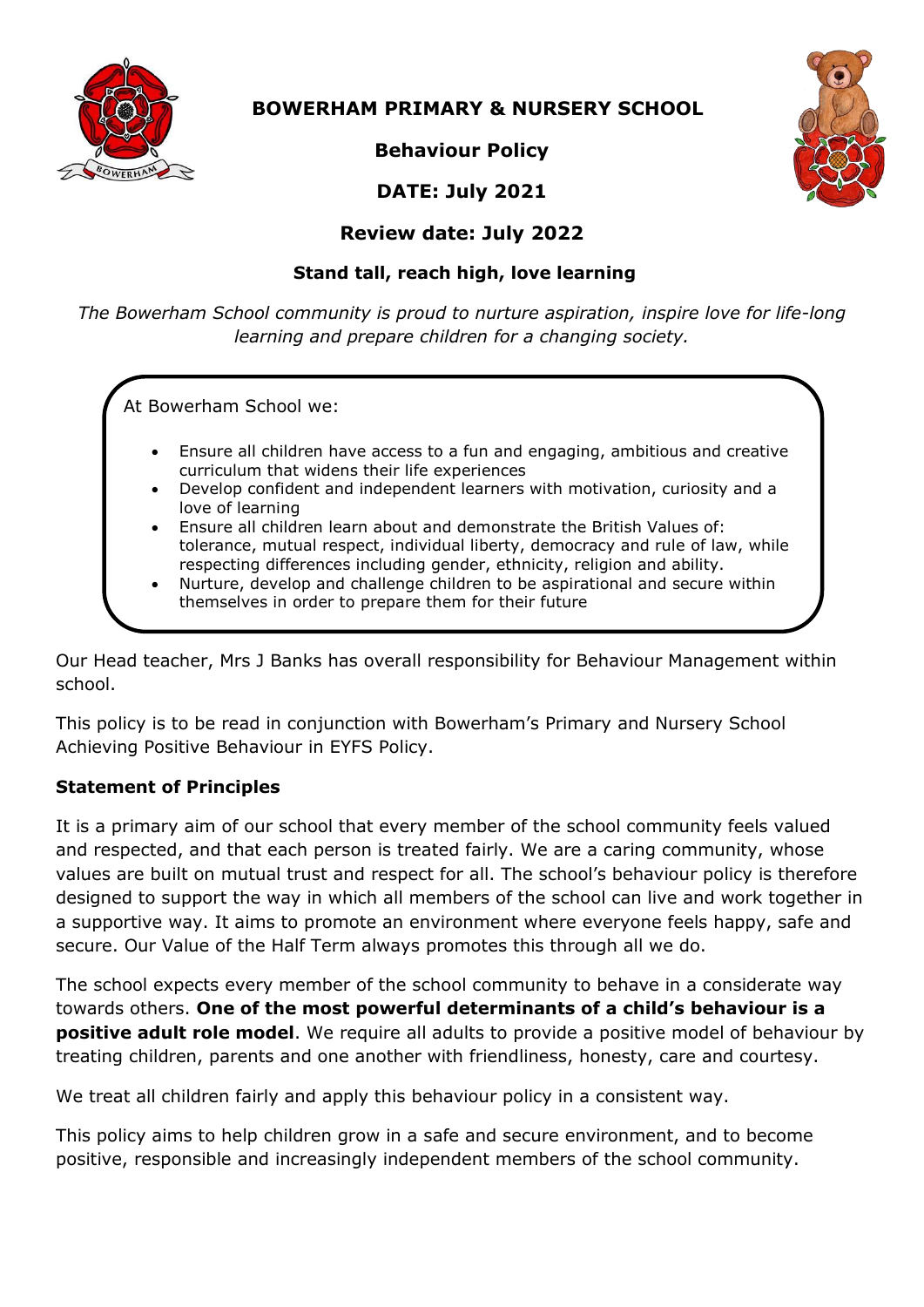# BOWERHAM PRIMARY & NURSERY SCHOOL

## Behaviour Policy

**DATE: July 2021**

**Review date: July 2022**

**Stand tall, reach high, love learning**

*The Bowerham School community is proud to nurture aspiration, inspire love for life-long learning and prepare children for a changing society.*

At Bowerham School we:

- Ensure all children have access to a fun and engaging, ambitious and creative curriculum that widens their life experiences
- Develop confident and independent learners with motivation, curiosity and a love of learning
- Ensure all children learn about and demonstrate the British Values of: tolerance, mutual respect, individual liberty, democracy and rule of law, while respecting differences including gender, ethnicity, religion and ability.
- Nurture, develop and challenge children to be aspirational and secure within themselves in order to prepare them for their future

Our Head teacher, Mrs J Banks has overall responsibility for Behaviour Management within school.

This policy is to be read in conjunction with Bowerham's Primary and Nursery School Achieving Positive Behaviour in EYFS Policy.

### Statement of Principles

It is a primary aim of our school that every member of the school community feels valued and respected, and that each person is treated fairly. We are a caring community, whose values are built on mutual trust and respect for all. The school's behaviour policy is therefore designed to support the way in which all members of the school can live and work together in a supportive way. It aims to promote an environment where everyone feels happy, safe and secure. Our Value of the Half Term always promotes this through all we do.

The school expects every member of the school community to behave in a considerate way towards others. **One of the most powerful determinants of a child's behaviour is a positive adult role model**. We require all adults to provide a positive model of behaviour by treating children, parents and one another with friendliness, honesty, care and courtesy.

We treat all children fairly and apply this behaviour policy in a consistent way.

This policy aims to help children grow in a safe and secure environment, and to become positive, responsible and increasingly independent members of the school community.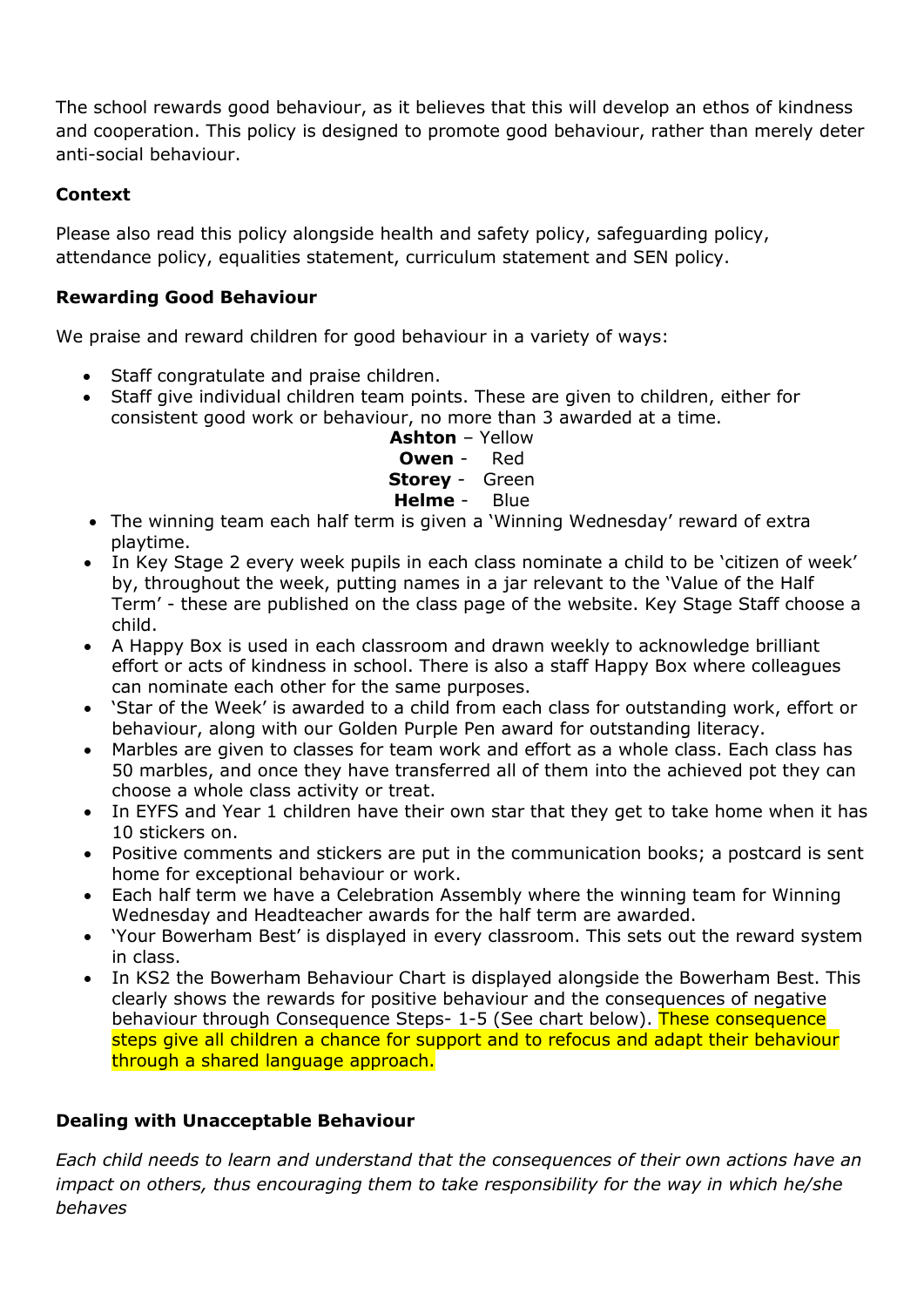The school rewards good behaviour, as it believes that this will develop an ethos of kindness and cooperation. This policy is designed to promote good behaviour, rather than merely deter anti-social behaviour.

**Context**

Please also read this policy alongside health and safety policy, safeguarding policy, attendance policy, equalities statement, curriculum statement and SEN policy.

**Rewarding Good Behaviour**

We praise and reward children for good behaviour in a variety of ways:

- Staff congratulate and praise children.
- Staff give individual children team points. These are given to children, either for consistent good work or behaviour, no more than 3 awarded at a time.

  **Ashton** – Yellow
  **Owen** - Red
  **Storey** - Green
  **Helme** - Blue

- The winning team each half term is given a 'Winning Wednesday' reward of extra playtime.
- In Key Stage 2 every week pupils in each class nominate a child to be 'citizen of week' by, throughout the week, putting names in a jar relevant to the 'Value of the Half Term' - these are published on the class page of the website. Key Stage Staff choose a child.
- A Happy Box is used in each classroom and drawn weekly to acknowledge brilliant effort or acts of kindness in school. There is also a staff Happy Box where colleagues can nominate each other for the same purposes.
- 'Star of the Week' is awarded to a child from each class for outstanding work, effort or behaviour, along with our Golden Purple Pen award for outstanding literacy.
- Marbles are given to classes for team work and effort as a whole class. Each class has 50 marbles, and once they have transferred all of them into the achieved pot they can choose a whole class activity or treat.
- In EYFS and Year 1 children have their own star that they get to take home when it has 10 stickers on.
- Positive comments and stickers are put in the communication books; a postcard is sent home for exceptional behaviour or work.
- Each half term we have a Celebration Assembly where the winning team for Winning Wednesday and Headteacher awards for the half term are awarded.
- 'Your Bowerham Best' is displayed in every classroom. This sets out the reward system in class.
- In KS2 the Bowerham Behaviour Chart is displayed alongside the Bowerham Best. This clearly shows the rewards for positive behaviour and the consequences of negative behaviour through Consequence Steps- 1-5 (See chart below). These consequence steps give all children a chance for support and to refocus and adapt their behaviour through a shared language approach.

**Dealing with Unacceptable Behaviour**

*Each child needs to learn and understand that the consequences of their own actions have an impact on others, thus encouraging them to take responsibility for the way in which he/she behaves*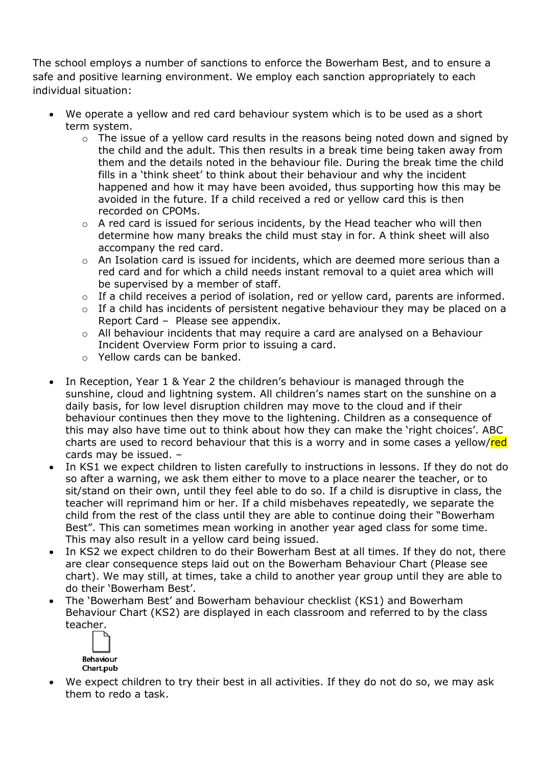The school employs a number of sanctions to enforce the Bowerham Best, and to ensure a safe and positive learning environment. We employ each sanction appropriately to each individual situation:

- We operate a yellow and red card behaviour system which is to be used as a short term system.
    - The issue of a yellow card results in the reasons being noted down and signed by the child and the adult. This then results in a break time being taken away from them and the details noted in the behaviour file. During the break time the child fills in a 'think sheet' to think about their behaviour and why the incident happened and how it may have been avoided, thus supporting how this may be avoided in the future. If a child received a red or yellow card this is then recorded on CPOMs.
    - A red card is issued for serious incidents, by the Head teacher who will then determine how many breaks the child must stay in for. A think sheet will also accompany the red card.
    - An Isolation card is issued for incidents, which are deemed more serious than a red card and for which a child needs instant removal to a quiet area which will be supervised by a member of staff.
    - If a child receives a period of isolation, red or yellow card, parents are informed.
    - If a child has incidents of persistent negative behaviour they may be placed on a Report Card – Please see appendix.
    - All behaviour incidents that may require a card are analysed on a Behaviour Incident Overview Form prior to issuing a card.
    - Yellow cards can be banked.

- In Reception, Year 1 & Year 2 the children's behaviour is managed through the sunshine, cloud and lightning system. All children's names start on the sunshine on a daily basis, for low level disruption children may move to the cloud and if their behaviour continues then they move to the lightening. Children as a consequence of this may also have time out to think about how they can make the 'right choices'. ABC charts are used to record behaviour that this is a worry and in some cases a yellow/red cards may be issued. –
- In KS1 we expect children to listen carefully to instructions in lessons. If they do not do so after a warning, we ask them either to move to a place nearer the teacher, or to sit/stand on their own, until they feel able to do so. If a child is disruptive in class, the teacher will reprimand him or her. If a child misbehaves repeatedly, we separate the child from the rest of the class until they are able to continue doing their "Bowerham Best". This can sometimes mean working in another year aged class for some time. This may also result in a yellow card being issued.
- In KS2 we expect children to do their Bowerham Best at all times. If they do not, there are clear consequence steps laid out on the Bowerham Behaviour Chart (Please see chart). We may still, at times, take a child to another year group until they are able to do their 'Bowerham Best'.
- The 'Bowerham Best' and Bowerham behaviour checklist (KS1) and Bowerham Behaviour Chart (KS2) are displayed in each classroom and referred to by the class teacher.

  Behaviour Chart.pub

- We expect children to try their best in all activities. If they do not do so, we may ask them to redo a task.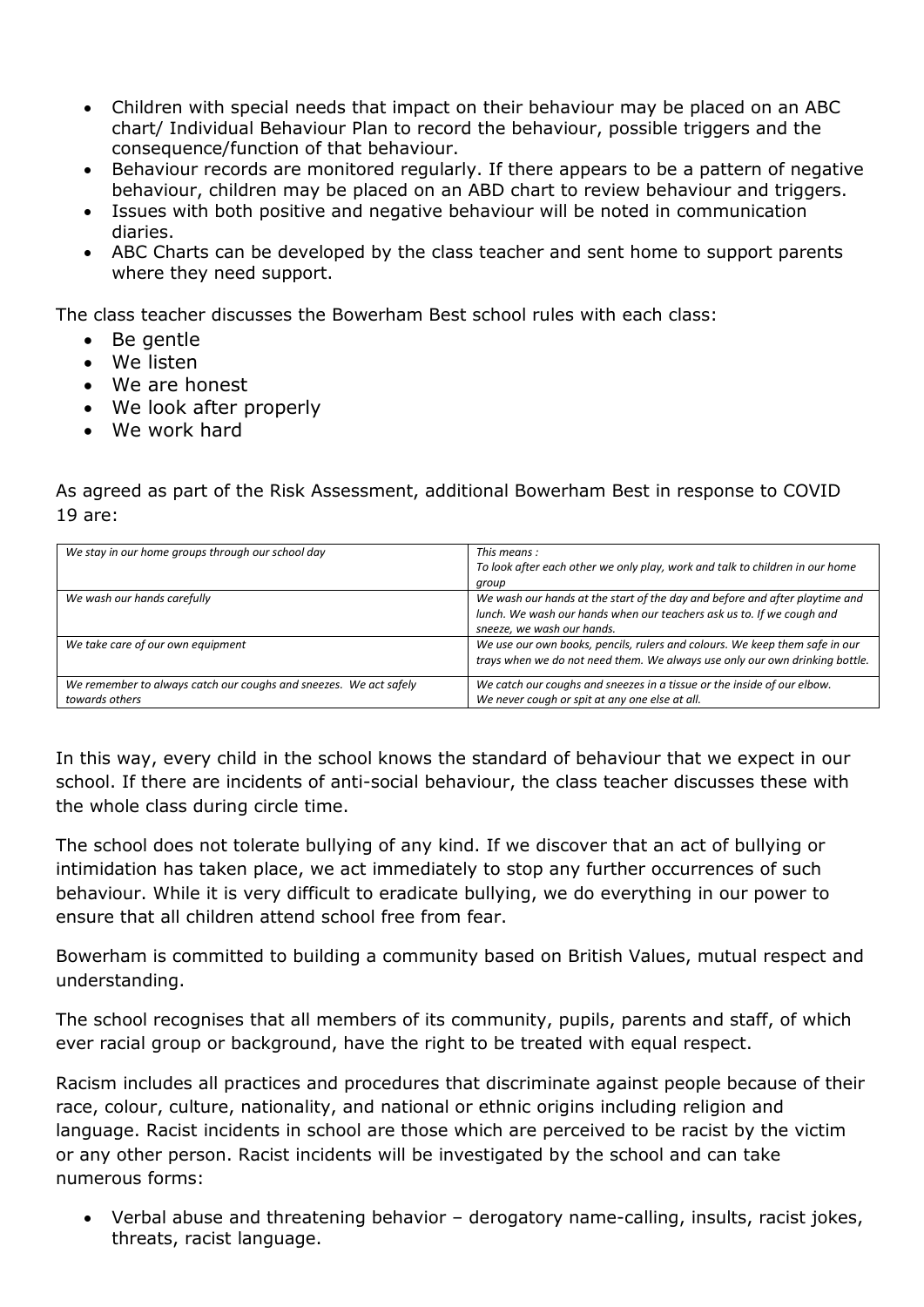- Children with special needs that impact on their behaviour may be placed on an ABC chart/ Individual Behaviour Plan to record the behaviour, possible triggers and the consequence/function of that behaviour.
- Behaviour records are monitored regularly. If there appears to be a pattern of negative behaviour, children may be placed on an ABD chart to review behaviour and triggers.
- Issues with both positive and negative behaviour will be noted in communication diaries.
- ABC Charts can be developed by the class teacher and sent home to support parents where they need support.

The class teacher discusses the Bowerham Best school rules with each class:

- Be gentle
- We listen
- We are honest
- We look after properly
- We work hard

As agreed as part of the Risk Assessment, additional Bowerham Best in response to COVID 19 are:

| *We stay in our home groups through our school day* | *This means :*<br>*To look after each other we only play, work and talk to children in our home group* |
|---|---|
| *We wash our hands carefully* | *We wash our hands at the start of the day and before and after playtime and lunch. We wash our hands when our teachers ask us to. If we cough and sneeze, we wash our hands.* |
| *We take care of our own equipment* | *We use our own books, pencils, rulers and colours. We keep them safe in our trays when we do not need them. We always use only our own drinking bottle.* |
| *We remember to always catch our coughs and sneezes. We act safely towards others* | *We catch our coughs and sneezes in a tissue or the inside of our elbow.*<br>*We never cough or spit at any one else at all.* |

In this way, every child in the school knows the standard of behaviour that we expect in our school. If there are incidents of anti-social behaviour, the class teacher discusses these with the whole class during circle time.

The school does not tolerate bullying of any kind. If we discover that an act of bullying or intimidation has taken place, we act immediately to stop any further occurrences of such behaviour. While it is very difficult to eradicate bullying, we do everything in our power to ensure that all children attend school free from fear.

Bowerham is committed to building a community based on British Values, mutual respect and understanding.

The school recognises that all members of its community, pupils, parents and staff, of which ever racial group or background, have the right to be treated with equal respect.

Racism includes all practices and procedures that discriminate against people because of their race, colour, culture, nationality, and national or ethnic origins including religion and language. Racist incidents in school are those which are perceived to be racist by the victim or any other person. Racist incidents will be investigated by the school and can take numerous forms:

- Verbal abuse and threatening behavior – derogatory name-calling, insults, racist jokes, threats, racist language.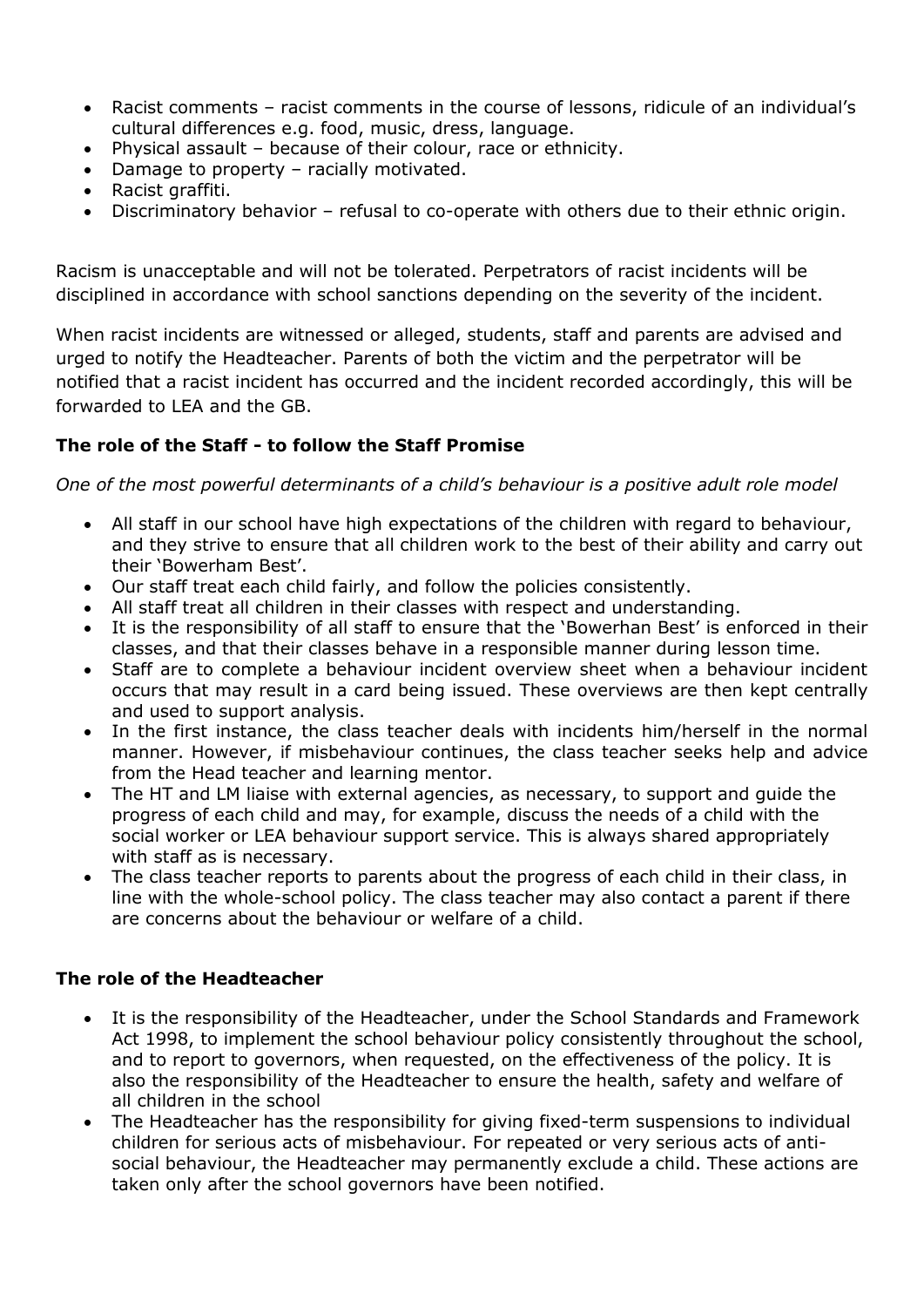- Racist comments – racist comments in the course of lessons, ridicule of an individual's cultural differences e.g. food, music, dress, language.
- Physical assault – because of their colour, race or ethnicity.
- Damage to property – racially motivated.
- Racist graffiti.
- Discriminatory behavior – refusal to co-operate with others due to their ethnic origin.

Racism is unacceptable and will not be tolerated. Perpetrators of racist incidents will be disciplined in accordance with school sanctions depending on the severity of the incident.

When racist incidents are witnessed or alleged, students, staff and parents are advised and urged to notify the Headteacher. Parents of both the victim and the perpetrator will be notified that a racist incident has occurred and the incident recorded accordingly, this will be forwarded to LEA and the GB.

**The role of the Staff - to follow the Staff Promise**

*One of the most powerful determinants of a child's behaviour is a positive adult role model*

- All staff in our school have high expectations of the children with regard to behaviour, and they strive to ensure that all children work to the best of their ability and carry out their 'Bowerham Best'.
- Our staff treat each child fairly, and follow the policies consistently.
- All staff treat all children in their classes with respect and understanding.
- It is the responsibility of all staff to ensure that the 'Bowerhan Best' is enforced in their classes, and that their classes behave in a responsible manner during lesson time.
- Staff are to complete a behaviour incident overview sheet when a behaviour incident occurs that may result in a card being issued. These overviews are then kept centrally and used to support analysis.
- In the first instance, the class teacher deals with incidents him/herself in the normal manner. However, if misbehaviour continues, the class teacher seeks help and advice from the Head teacher and learning mentor.
- The HT and LM liaise with external agencies, as necessary, to support and guide the progress of each child and may, for example, discuss the needs of a child with the social worker or LEA behaviour support service. This is always shared appropriately with staff as is necessary.
- The class teacher reports to parents about the progress of each child in their class, in line with the whole-school policy. The class teacher may also contact a parent if there are concerns about the behaviour or welfare of a child.

**The role of the Headteacher**

- It is the responsibility of the Headteacher, under the School Standards and Framework Act 1998, to implement the school behaviour policy consistently throughout the school, and to report to governors, when requested, on the effectiveness of the policy. It is also the responsibility of the Headteacher to ensure the health, safety and welfare of all children in the school
- The Headteacher has the responsibility for giving fixed-term suspensions to individual children for serious acts of misbehaviour. For repeated or very serious acts of anti-social behaviour, the Headteacher may permanently exclude a child. These actions are taken only after the school governors have been notified.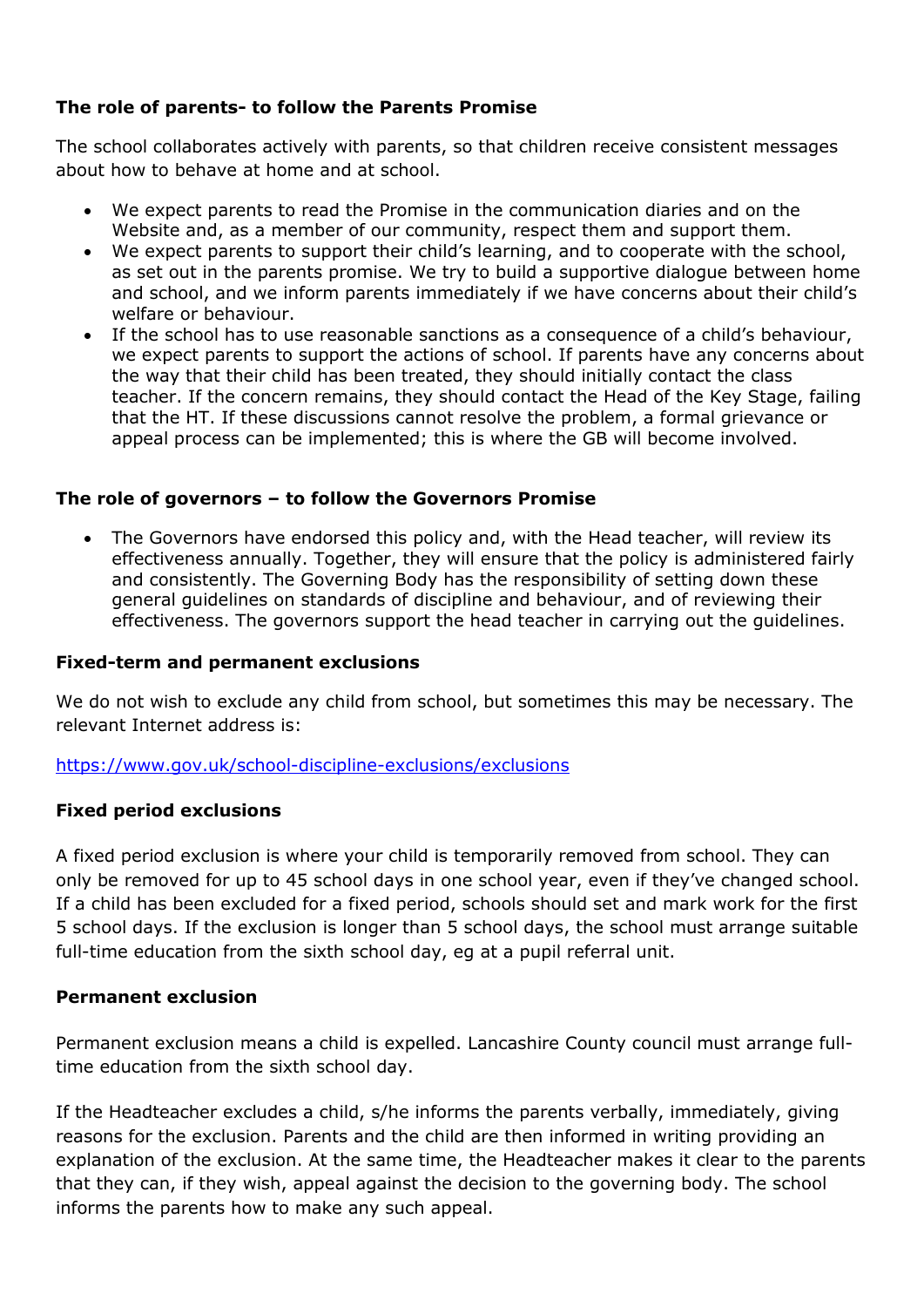**The role of parents- to follow the Parents Promise**

The school collaborates actively with parents, so that children receive consistent messages about how to behave at home and at school.

- We expect parents to read the Promise in the communication diaries and on the Website and, as a member of our community, respect them and support them.
- We expect parents to support their child's learning, and to cooperate with the school, as set out in the parents promise. We try to build a supportive dialogue between home and school, and we inform parents immediately if we have concerns about their child's welfare or behaviour.
- If the school has to use reasonable sanctions as a consequence of a child's behaviour, we expect parents to support the actions of school. If parents have any concerns about the way that their child has been treated, they should initially contact the class teacher. If the concern remains, they should contact the Head of the Key Stage, failing that the HT. If these discussions cannot resolve the problem, a formal grievance or appeal process can be implemented; this is where the GB will become involved.

**The role of governors – to follow the Governors Promise**

- The Governors have endorsed this policy and, with the Head teacher, will review its effectiveness annually. Together, they will ensure that the policy is administered fairly and consistently. The Governing Body has the responsibility of setting down these general guidelines on standards of discipline and behaviour, and of reviewing their effectiveness. The governors support the head teacher in carrying out the guidelines.

**Fixed-term and permanent exclusions**

We do not wish to exclude any child from school, but sometimes this may be necessary. The relevant Internet address is:

https://www.gov.uk/school-discipline-exclusions/exclusions

**Fixed period exclusions**

A fixed period exclusion is where your child is temporarily removed from school. They can only be removed for up to 45 school days in one school year, even if they've changed school. If a child has been excluded for a fixed period, schools should set and mark work for the first 5 school days. If the exclusion is longer than 5 school days, the school must arrange suitable full-time education from the sixth school day, eg at a pupil referral unit.

**Permanent exclusion**

Permanent exclusion means a child is expelled. Lancashire County council must arrange full-time education from the sixth school day.

If the Headteacher excludes a child, s/he informs the parents verbally, immediately, giving reasons for the exclusion. Parents and the child are then informed in writing providing an explanation of the exclusion. At the same time, the Headteacher makes it clear to the parents that they can, if they wish, appeal against the decision to the governing body. The school informs the parents how to make any such appeal.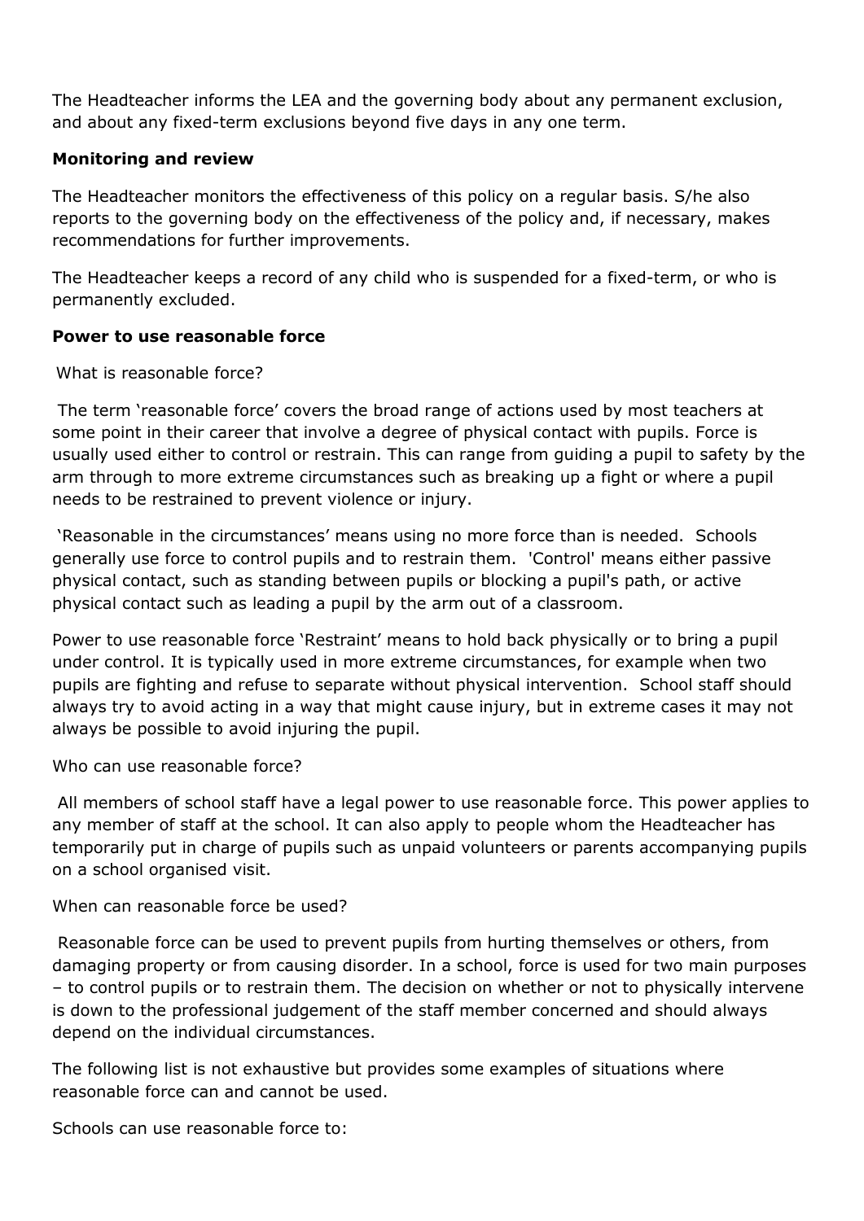The Headteacher informs the LEA and the governing body about any permanent exclusion, and about any fixed-term exclusions beyond five days in any one term.

**Monitoring and review**

The Headteacher monitors the effectiveness of this policy on a regular basis. S/he also reports to the governing body on the effectiveness of the policy and, if necessary, makes recommendations for further improvements.

The Headteacher keeps a record of any child who is suspended for a fixed-term, or who is permanently excluded.

**Power to use reasonable force**

What is reasonable force?

The term 'reasonable force' covers the broad range of actions used by most teachers at some point in their career that involve a degree of physical contact with pupils. Force is usually used either to control or restrain. This can range from guiding a pupil to safety by the arm through to more extreme circumstances such as breaking up a fight or where a pupil needs to be restrained to prevent violence or injury.

'Reasonable in the circumstances' means using no more force than is needed. Schools generally use force to control pupils and to restrain them. 'Control' means either passive physical contact, such as standing between pupils or blocking a pupil's path, or active physical contact such as leading a pupil by the arm out of a classroom.

Power to use reasonable force 'Restraint' means to hold back physically or to bring a pupil under control. It is typically used in more extreme circumstances, for example when two pupils are fighting and refuse to separate without physical intervention. School staff should always try to avoid acting in a way that might cause injury, but in extreme cases it may not always be possible to avoid injuring the pupil.

Who can use reasonable force?

All members of school staff have a legal power to use reasonable force. This power applies to any member of staff at the school. It can also apply to people whom the Headteacher has temporarily put in charge of pupils such as unpaid volunteers or parents accompanying pupils on a school organised visit.

When can reasonable force be used?

Reasonable force can be used to prevent pupils from hurting themselves or others, from damaging property or from causing disorder. In a school, force is used for two main purposes – to control pupils or to restrain them. The decision on whether or not to physically intervene is down to the professional judgement of the staff member concerned and should always depend on the individual circumstances.

The following list is not exhaustive but provides some examples of situations where reasonable force can and cannot be used.

Schools can use reasonable force to: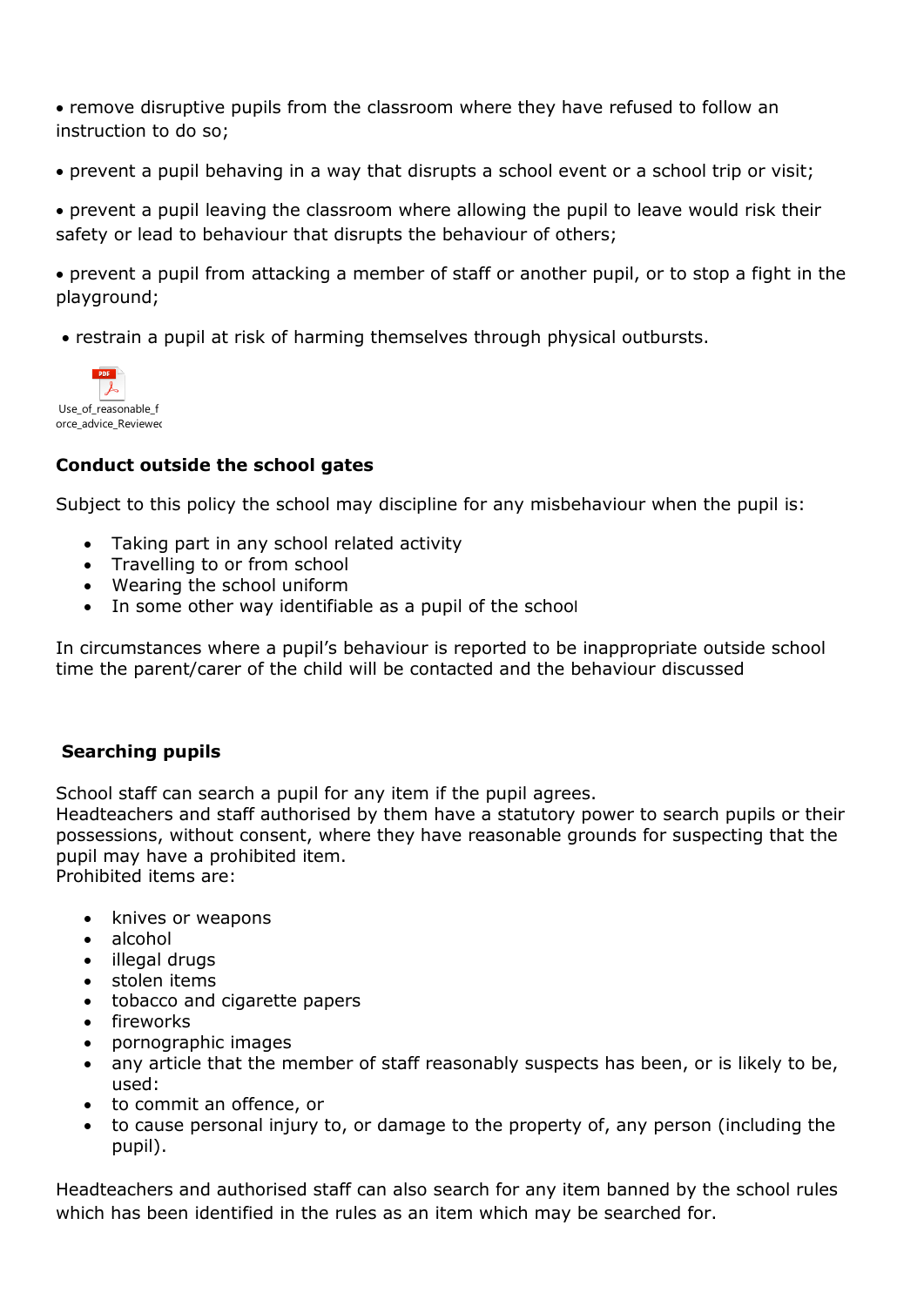• remove disruptive pupils from the classroom where they have refused to follow an instruction to do so;

• prevent a pupil behaving in a way that disrupts a school event or a school trip or visit;

• prevent a pupil leaving the classroom where allowing the pupil to leave would risk their safety or lead to behaviour that disrupts the behaviour of others;

• prevent a pupil from attacking a member of staff or another pupil, or to stop a fight in the playground;

• restrain a pupil at risk of harming themselves through physical outbursts.

Use_of_reasonable_force_advice_Reviewed

**Conduct outside the school gates**

Subject to this policy the school may discipline for any misbehaviour when the pupil is:

- Taking part in any school related activity
- Travelling to or from school
- Wearing the school uniform
- In some other way identifiable as a pupil of the school

In circumstances where a pupil's behaviour is reported to be inappropriate outside school time the parent/carer of the child will be contacted and the behaviour discussed

**Searching pupils**

School staff can search a pupil for any item if the pupil agrees.
Headteachers and staff authorised by them have a statutory power to search pupils or their possessions, without consent, where they have reasonable grounds for suspecting that the pupil may have a prohibited item.
Prohibited items are:

- knives or weapons
- alcohol
- illegal drugs
- stolen items
- tobacco and cigarette papers
- fireworks
- pornographic images
- any article that the member of staff reasonably suspects has been, or is likely to be, used:
- to commit an offence, or
- to cause personal injury to, or damage to the property of, any person (including the pupil).

Headteachers and authorised staff can also search for any item banned by the school rules which has been identified in the rules as an item which may be searched for.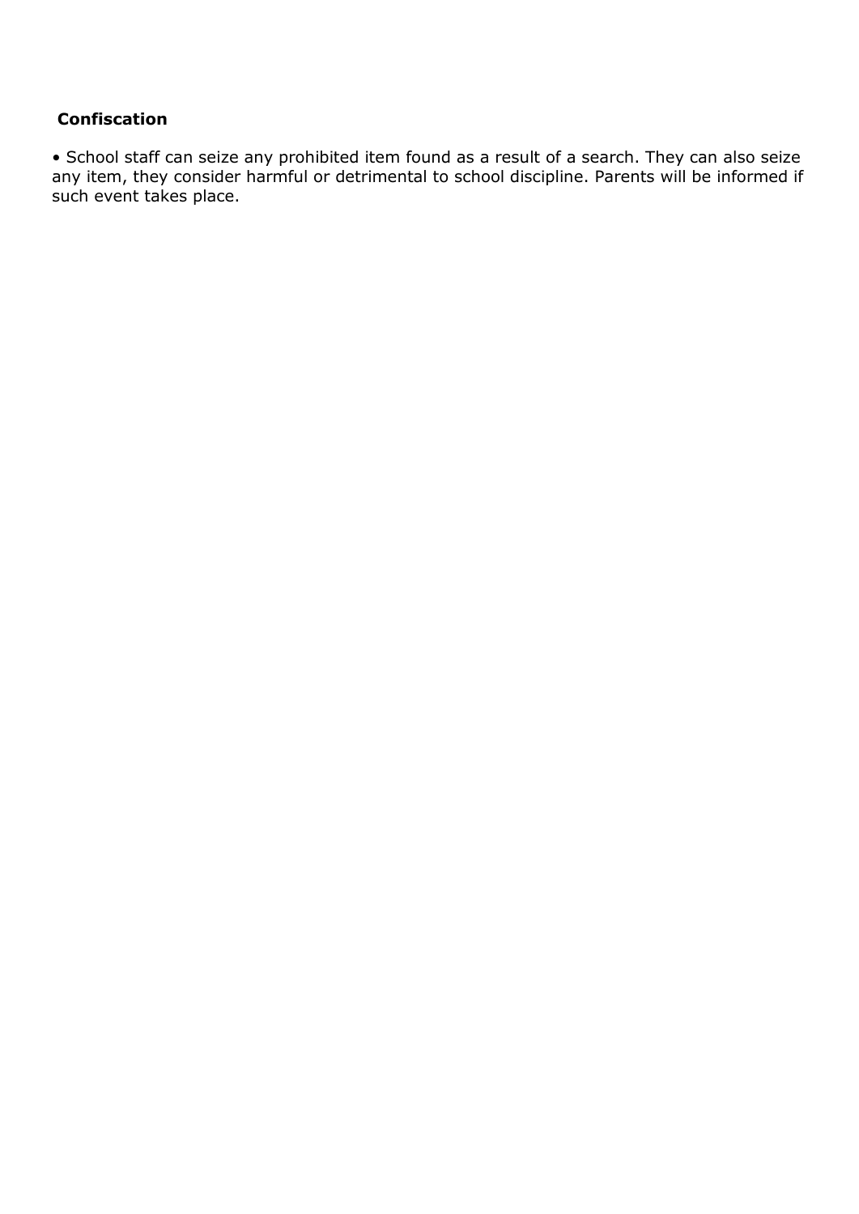**Confiscation**

• School staff can seize any prohibited item found as a result of a search. They can also seize any item, they consider harmful or detrimental to school discipline. Parents will be informed if such event takes place.